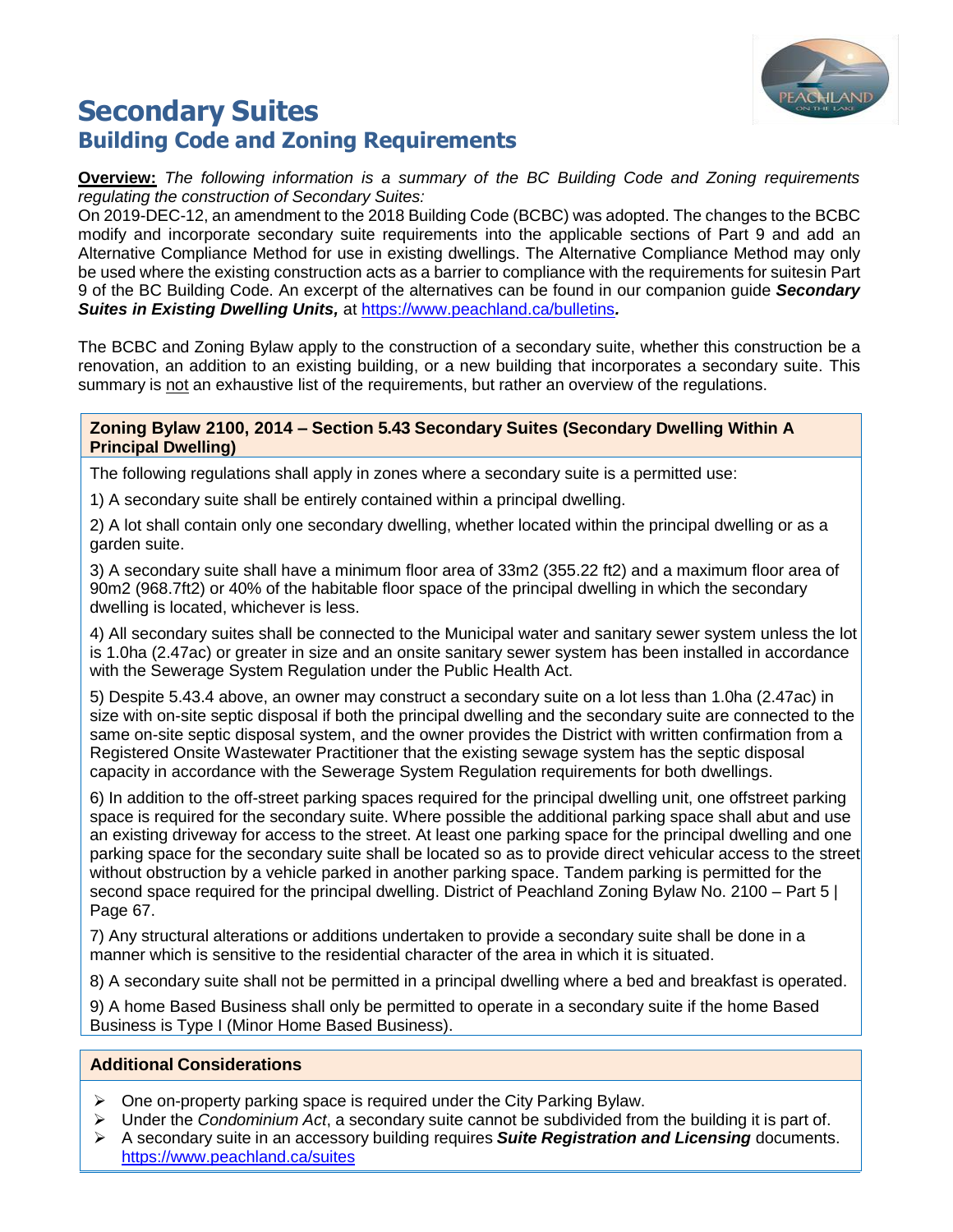# Secondary Suites

## Building Code and Zoning Requirements

**Overview:** *The following information is a summary of the BC Building Code and Zoning requirements regulating the construction of Secondary Suites:*

On 2019-DEC-12, an amendment to the 2018 Building Code (BCBC) was adopted. The changes to the BCBC modify and incorporate secondary suite requirements into the applicable sections of Part 9 and add an Alternative Compliance Method for use in existing dwellings. The Alternative Compliance Method may only be used where the existing construction acts as a barrier to compliance with the requirements for suitesin Part 9 of the BC Building Code. An excerpt of the alternatives can be found in our companion guide ***Secondary Suites in Existing Dwelling Units,*** at https://www.peachland.ca/bulletins***.***

The BCBC and Zoning Bylaw apply to the construction of a secondary suite, whether this construction be a renovation, an addition to an existing building, or a new building that incorporates a secondary suite. This summary is not an exhaustive list of the requirements, but rather an overview of the regulations.

### Zoning Bylaw 2100, 2014 – Section 5.43 Secondary Suites (Secondary Dwelling Within A Principal Dwelling)

The following regulations shall apply in zones where a secondary suite is a permitted use:

1) A secondary suite shall be entirely contained within a principal dwelling.

2) A lot shall contain only one secondary dwelling, whether located within the principal dwelling or as a garden suite.

3) A secondary suite shall have a minimum floor area of 33m2 (355.22 ft2) and a maximum floor area of 90m2 (968.7ft2) or 40% of the habitable floor space of the principal dwelling in which the secondary dwelling is located, whichever is less.

4) All secondary suites shall be connected to the Municipal water and sanitary sewer system unless the lot is 1.0ha (2.47ac) or greater in size and an onsite sanitary sewer system has been installed in accordance with the Sewerage System Regulation under the Public Health Act.

5) Despite 5.43.4 above, an owner may construct a secondary suite on a lot less than 1.0ha (2.47ac) in size with on-site septic disposal if both the principal dwelling and the secondary suite are connected to the same on-site septic disposal system, and the owner provides the District with written confirmation from a Registered Onsite Wastewater Practitioner that the existing sewage system has the septic disposal capacity in accordance with the Sewerage System Regulation requirements for both dwellings.

6) In addition to the off-street parking spaces required for the principal dwelling unit, one offstreet parking space is required for the secondary suite. Where possible the additional parking space shall abut and use an existing driveway for access to the street. At least one parking space for the principal dwelling and one parking space for the secondary suite shall be located so as to provide direct vehicular access to the street without obstruction by a vehicle parked in another parking space. Tandem parking is permitted for the second space required for the principal dwelling. District of Peachland Zoning Bylaw No. 2100 – Part 5 | Page 67.

7) Any structural alterations or additions undertaken to provide a secondary suite shall be done in a manner which is sensitive to the residential character of the area in which it is situated.

8) A secondary suite shall not be permitted in a principal dwelling where a bed and breakfast is operated.

9) A home Based Business shall only be permitted to operate in a secondary suite if the home Based Business is Type I (Minor Home Based Business).

### Additional Considerations

- One on-property parking space is required under the City Parking Bylaw.
- Under the *Condominium Act*, a secondary suite cannot be subdivided from the building it is part of.
- A secondary suite in an accessory building requires ***Suite Registration and Licensing*** documents. https://www.peachland.ca/suites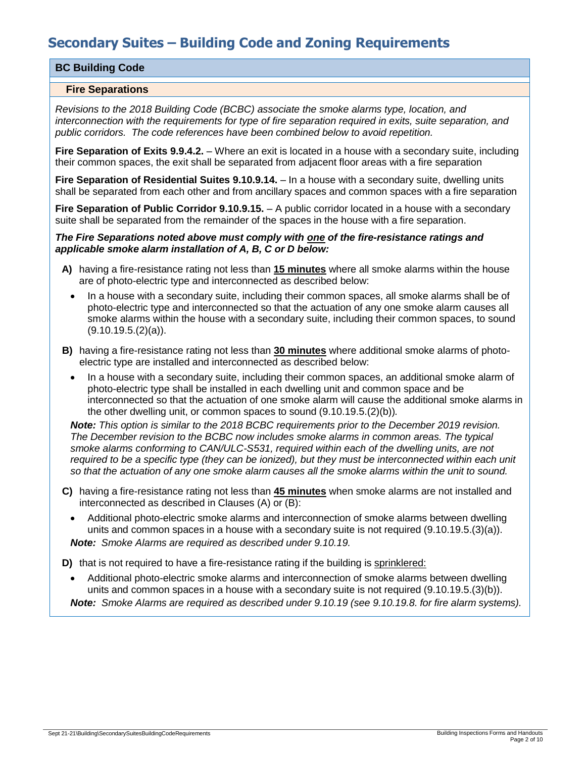# Secondary Suites – Building Code and Zoning Requirements

## BC Building Code

### Fire Separations

*Revisions to the 2018 Building Code (BCBC) associate the smoke alarms type, location, and interconnection with the requirements for type of fire separation required in exits, suite separation, and public corridors. The code references have been combined below to avoid repetition.*

**Fire Separation of Exits 9.9.4.2.** – Where an exit is located in a house with a secondary suite, including their common spaces, the exit shall be separated from adjacent floor areas with a fire separation

**Fire Separation of Residential Suites 9.10.9.14.** – In a house with a secondary suite, dwelling units shall be separated from each other and from ancillary spaces and common spaces with a fire separation

**Fire Separation of Public Corridor 9.10.9.15.** – A public corridor located in a house with a secondary suite shall be separated from the remainder of the spaces in the house with a fire separation.

***The Fire Separations noted above must comply with one of the fire-resistance ratings and applicable smoke alarm installation of A, B, C or D below:***

**A)** having a fire-resistance rating not less than **15 minutes** where all smoke alarms within the house are of photo-electric type and interconnected as described below:

- In a house with a secondary suite, including their common spaces, all smoke alarms shall be of photo-electric type and interconnected so that the actuation of any one smoke alarm causes all smoke alarms within the house with a secondary suite, including their common spaces, to sound (9.10.19.5.(2)(a)).

**B)** having a fire-resistance rating not less than **30 minutes** where additional smoke alarms of photo-electric type are installed and interconnected as described below:

- In a house with a secondary suite, including their common spaces, an additional smoke alarm of photo-electric type shall be installed in each dwelling unit and common space and be interconnected so that the actuation of one smoke alarm will cause the additional smoke alarms in the other dwelling unit, or common spaces to sound (9.10.19.5.(2)(b)).

***Note:*** *This option is similar to the 2018 BCBC requirements prior to the December 2019 revision. The December revision to the BCBC now includes smoke alarms in common areas. The typical smoke alarms conforming to CAN/ULC-S531, required within each of the dwelling units, are not required to be a specific type (they can be ionized), but they must be interconnected within each unit so that the actuation of any one smoke alarm causes all the smoke alarms within the unit to sound.*

**C)** having a fire-resistance rating not less than **45 minutes** when smoke alarms are not installed and interconnected as described in Clauses (A) or (B):

- Additional photo-electric smoke alarms and interconnection of smoke alarms between dwelling units and common spaces in a house with a secondary suite is not required (9.10.19.5.(3)(a)).

***Note:*** *Smoke Alarms are required as described under 9.10.19.*

**D)** that is not required to have a fire-resistance rating if the building is sprinklered:

- Additional photo-electric smoke alarms and interconnection of smoke alarms between dwelling units and common spaces in a house with a secondary suite is not required (9.10.19.5.(3)(b)).

***Note:*** *Smoke Alarms are required as described under 9.10.19 (see 9.10.19.8. for fire alarm systems).*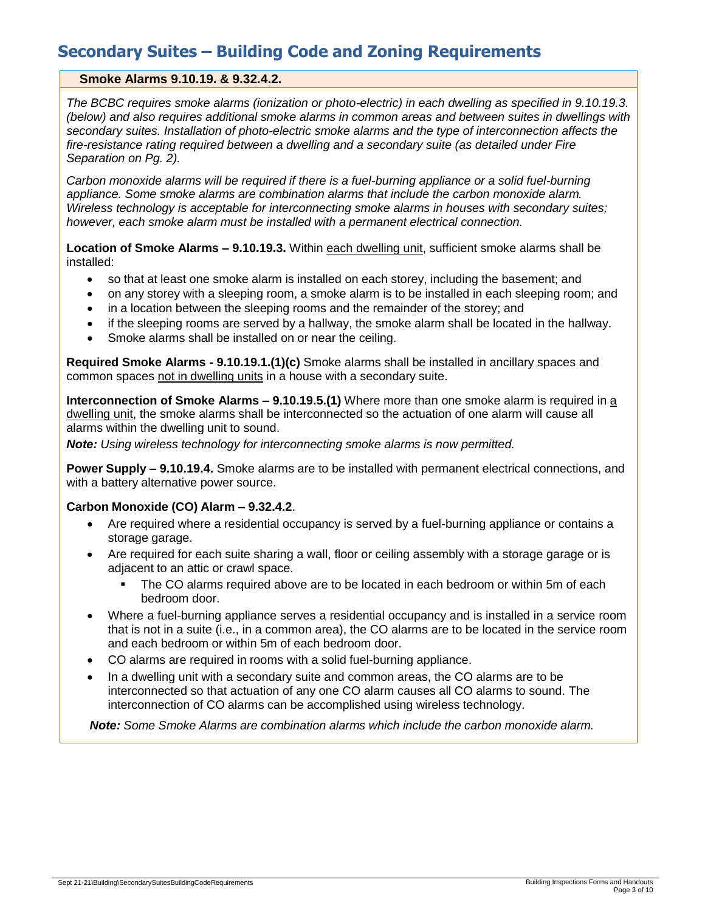# Secondary Suites – Building Code and Zoning Requirements

## Smoke Alarms 9.10.19. & 9.32.4.2.

*The BCBC requires smoke alarms (ionization or photo-electric) in each dwelling as specified in 9.10.19.3. (below) and also requires additional smoke alarms in common areas and between suites in dwellings with secondary suites. Installation of photo-electric smoke alarms and the type of interconnection affects the fire-resistance rating required between a dwelling and a secondary suite (as detailed under Fire Separation on Pg. 2).*

*Carbon monoxide alarms will be required if there is a fuel-burning appliance or a solid fuel-burning appliance. Some smoke alarms are combination alarms that include the carbon monoxide alarm. Wireless technology is acceptable for interconnecting smoke alarms in houses with secondary suites; however, each smoke alarm must be installed with a permanent electrical connection.*

**Location of Smoke Alarms – 9.10.19.3.** Within each dwelling unit, sufficient smoke alarms shall be installed:

- so that at least one smoke alarm is installed on each storey, including the basement; and
- on any storey with a sleeping room, a smoke alarm is to be installed in each sleeping room; and
- in a location between the sleeping rooms and the remainder of the storey; and
- if the sleeping rooms are served by a hallway, the smoke alarm shall be located in the hallway.
- Smoke alarms shall be installed on or near the ceiling.

**Required Smoke Alarms - 9.10.19.1.(1)(c)** Smoke alarms shall be installed in ancillary spaces and common spaces not in dwelling units in a house with a secondary suite.

**Interconnection of Smoke Alarms – 9.10.19.5.(1)** Where more than one smoke alarm is required in a dwelling unit, the smoke alarms shall be interconnected so the actuation of one alarm will cause all alarms within the dwelling unit to sound.
***Note:*** *Using wireless technology for interconnecting smoke alarms is now permitted.*

**Power Supply – 9.10.19.4.** Smoke alarms are to be installed with permanent electrical connections, and with a battery alternative power source.

**Carbon Monoxide (CO) Alarm – 9.32.4.2**.

- Are required where a residential occupancy is served by a fuel-burning appliance or contains a storage garage.
- Are required for each suite sharing a wall, floor or ceiling assembly with a storage garage or is adjacent to an attic or crawl space.
  - The CO alarms required above are to be located in each bedroom or within 5m of each bedroom door.
- Where a fuel-burning appliance serves a residential occupancy and is installed in a service room that is not in a suite (i.e., in a common area), the CO alarms are to be located in the service room and each bedroom or within 5m of each bedroom door.
- CO alarms are required in rooms with a solid fuel-burning appliance.
- In a dwelling unit with a secondary suite and common areas, the CO alarms are to be interconnected so that actuation of any one CO alarm causes all CO alarms to sound. The interconnection of CO alarms can be accomplished using wireless technology.

***Note:*** *Some Smoke Alarms are combination alarms which include the carbon monoxide alarm.*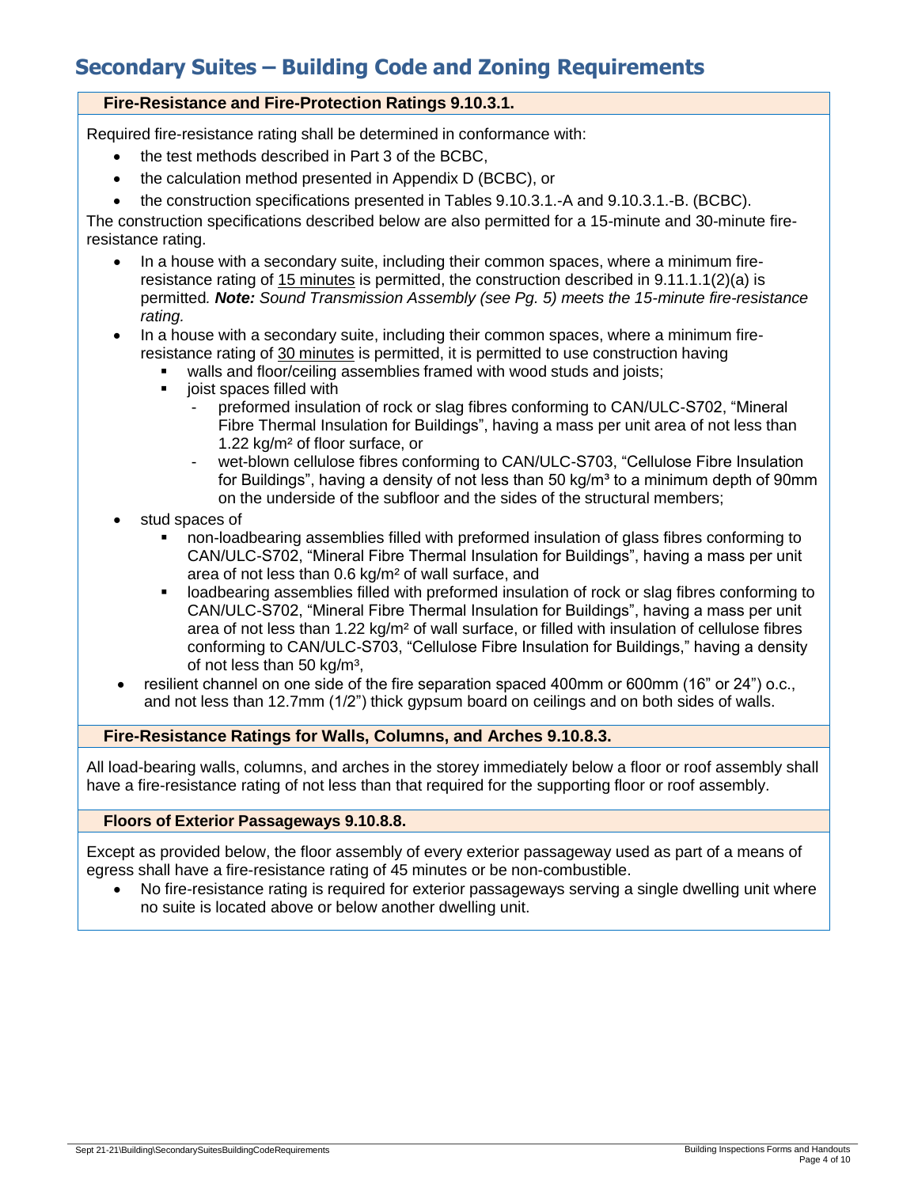# Secondary Suites – Building Code and Zoning Requirements

### Fire-Resistance and Fire-Protection Ratings 9.10.3.1.

Required fire-resistance rating shall be determined in conformance with:

- the test methods described in Part 3 of the BCBC,
- the calculation method presented in Appendix D (BCBC), or
- the construction specifications presented in Tables 9.10.3.1.-A and 9.10.3.1.-B. (BCBC).

The construction specifications described below are also permitted for a 15-minute and 30-minute fire-resistance rating.

- In a house with a secondary suite, including their common spaces, where a minimum fire-resistance rating of 15 minutes is permitted, the construction described in 9.11.1.1(2)(a) is permitted. ***Note:*** *Sound Transmission Assembly (see Pg. 5) meets the 15-minute fire-resistance rating.*
- In a house with a secondary suite, including their common spaces, where a minimum fire-resistance rating of 30 minutes is permitted, it is permitted to use construction having
  - walls and floor/ceiling assemblies framed with wood studs and joists;
  - joist spaces filled with
    - preformed insulation of rock or slag fibres conforming to CAN/ULC-S702, "Mineral Fibre Thermal Insulation for Buildings", having a mass per unit area of not less than 1.22 kg/m² of floor surface, or
    - wet-blown cellulose fibres conforming to CAN/ULC-S703, "Cellulose Fibre Insulation for Buildings", having a density of not less than 50 kg/m³ to a minimum depth of 90mm on the underside of the subfloor and the sides of the structural members;
- stud spaces of
  - non-loadbearing assemblies filled with preformed insulation of glass fibres conforming to CAN/ULC-S702, "Mineral Fibre Thermal Insulation for Buildings", having a mass per unit area of not less than 0.6 kg/m² of wall surface, and
  - loadbearing assemblies filled with preformed insulation of rock or slag fibres conforming to CAN/ULC-S702, "Mineral Fibre Thermal Insulation for Buildings", having a mass per unit area of not less than 1.22 kg/m² of wall surface, or filled with insulation of cellulose fibres conforming to CAN/ULC-S703, "Cellulose Fibre Insulation for Buildings," having a density of not less than 50 kg/m³,
- resilient channel on one side of the fire separation spaced 400mm or 600mm (16" or 24") o.c., and not less than 12.7mm (1/2") thick gypsum board on ceilings and on both sides of walls.

### Fire-Resistance Ratings for Walls, Columns, and Arches 9.10.8.3.

All load-bearing walls, columns, and arches in the storey immediately below a floor or roof assembly shall have a fire-resistance rating of not less than that required for the supporting floor or roof assembly.

### Floors of Exterior Passageways 9.10.8.8.

Except as provided below, the floor assembly of every exterior passageway used as part of a means of egress shall have a fire-resistance rating of 45 minutes or be non-combustible.

- No fire-resistance rating is required for exterior passageways serving a single dwelling unit where no suite is located above or below another dwelling unit.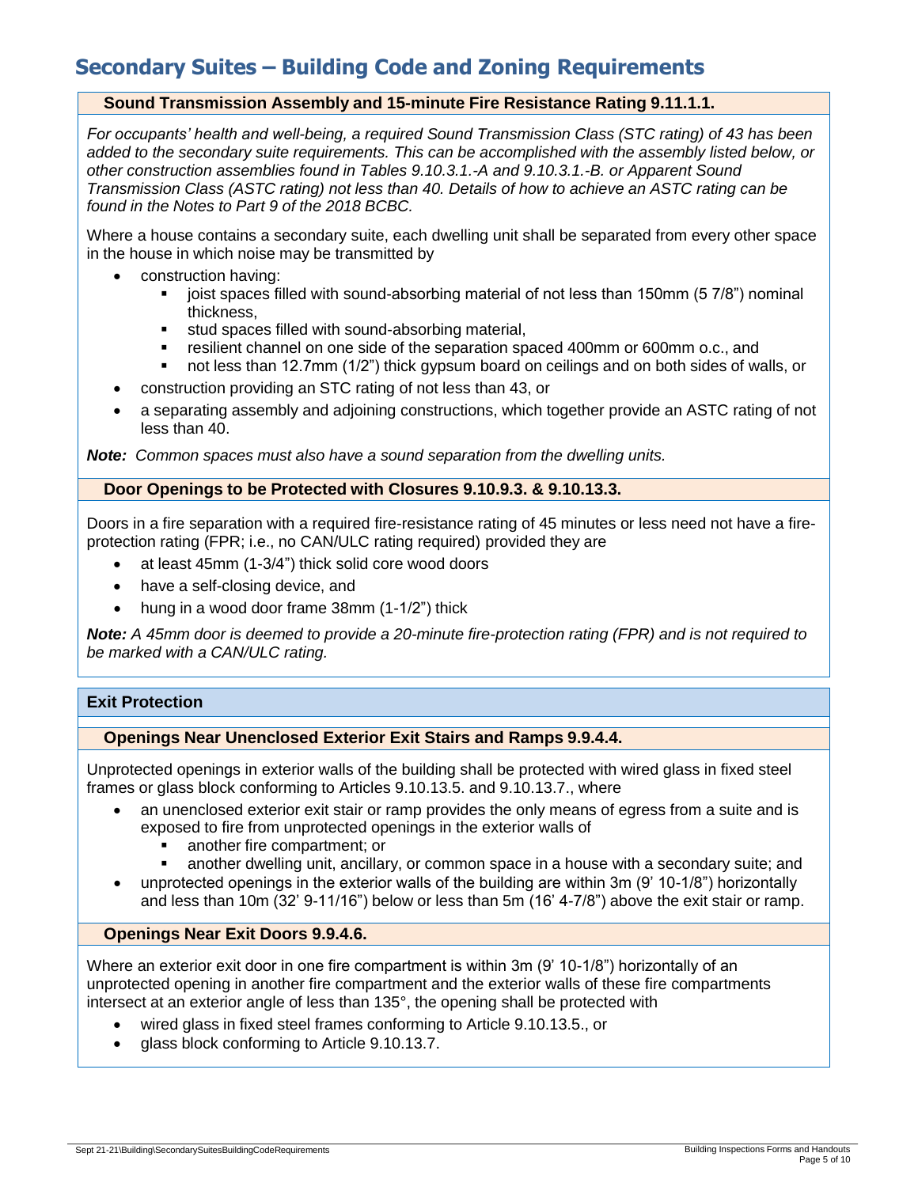# Secondary Suites – Building Code and Zoning Requirements

### Sound Transmission Assembly and 15-minute Fire Resistance Rating 9.11.1.1.

*For occupants' health and well-being, a required Sound Transmission Class (STC rating) of 43 has been added to the secondary suite requirements. This can be accomplished with the assembly listed below, or other construction assemblies found in Tables 9.10.3.1.-A and 9.10.3.1.-B. or Apparent Sound Transmission Class (ASTC rating) not less than 40. Details of how to achieve an ASTC rating can be found in the Notes to Part 9 of the 2018 BCBC.*

Where a house contains a secondary suite, each dwelling unit shall be separated from every other space in the house in which noise may be transmitted by

- construction having:
  - joist spaces filled with sound-absorbing material of not less than 150mm (5 7/8") nominal thickness,
  - stud spaces filled with sound-absorbing material,
  - resilient channel on one side of the separation spaced 400mm or 600mm o.c., and
  - not less than 12.7mm (1/2") thick gypsum board on ceilings and on both sides of walls, or
- construction providing an STC rating of not less than 43, or
- a separating assembly and adjoining constructions, which together provide an ASTC rating of not less than 40.

***Note:*** *Common spaces must also have a sound separation from the dwelling units.*

### Door Openings to be Protected with Closures 9.10.9.3. & 9.10.13.3.

Doors in a fire separation with a required fire-resistance rating of 45 minutes or less need not have a fire-protection rating (FPR; i.e., no CAN/ULC rating required) provided they are

- at least 45mm (1-3/4") thick solid core wood doors
- have a self-closing device, and
- hung in a wood door frame 38mm (1-1/2") thick

***Note:*** *A 45mm door is deemed to provide a 20-minute fire-protection rating (FPR) and is not required to be marked with a CAN/ULC rating.*

## Exit Protection

### Openings Near Unenclosed Exterior Exit Stairs and Ramps 9.9.4.4.

Unprotected openings in exterior walls of the building shall be protected with wired glass in fixed steel frames or glass block conforming to Articles 9.10.13.5. and 9.10.13.7., where

- an unenclosed exterior exit stair or ramp provides the only means of egress from a suite and is exposed to fire from unprotected openings in the exterior walls of
  - another fire compartment; or
  - another dwelling unit, ancillary, or common space in a house with a secondary suite; and
- unprotected openings in the exterior walls of the building are within 3m (9' 10-1/8") horizontally and less than 10m (32' 9-11/16") below or less than 5m (16' 4-7/8") above the exit stair or ramp.

### Openings Near Exit Doors 9.9.4.6.

Where an exterior exit door in one fire compartment is within 3m (9' 10-1/8") horizontally of an unprotected opening in another fire compartment and the exterior walls of these fire compartments intersect at an exterior angle of less than 135°, the opening shall be protected with

- wired glass in fixed steel frames conforming to Article 9.10.13.5., or
- glass block conforming to Article 9.10.13.7.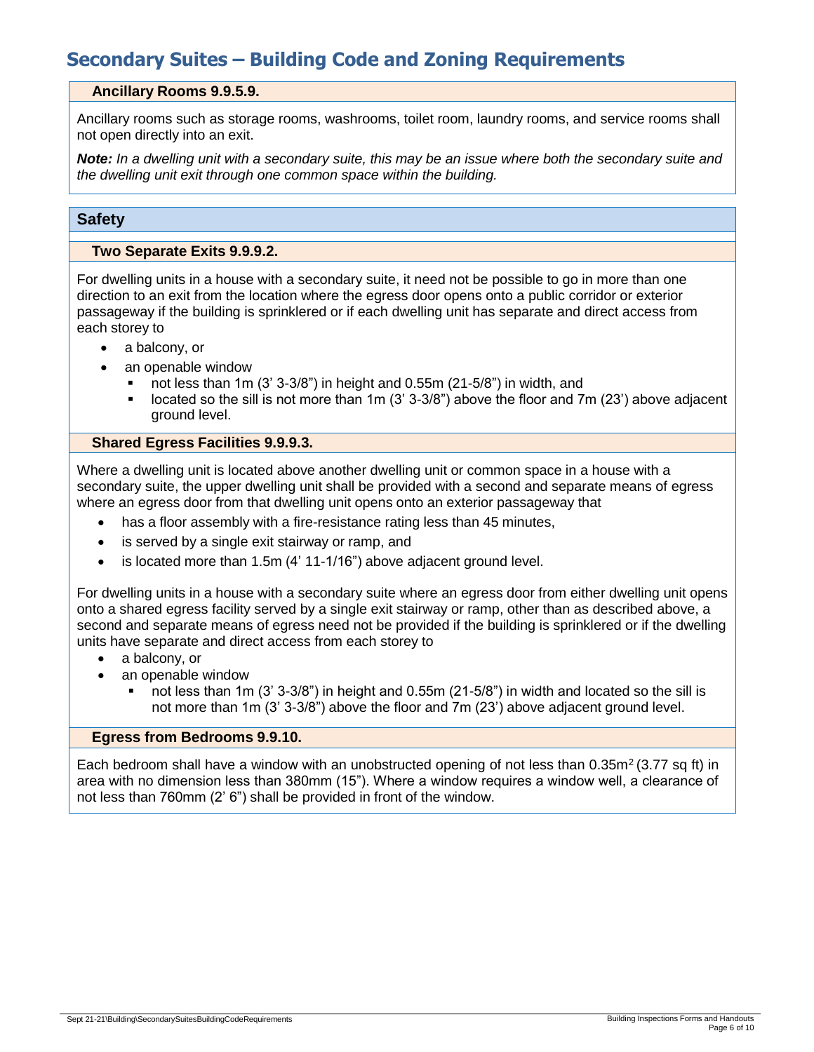# Secondary Suites – Building Code and Zoning Requirements

### Ancillary Rooms 9.9.5.9.

Ancillary rooms such as storage rooms, washrooms, toilet room, laundry rooms, and service rooms shall not open directly into an exit.

***Note:*** *In a dwelling unit with a secondary suite, this may be an issue where both the secondary suite and the dwelling unit exit through one common space within the building.*

## Safety

### Two Separate Exits 9.9.9.2.

For dwelling units in a house with a secondary suite, it need not be possible to go in more than one direction to an exit from the location where the egress door opens onto a public corridor or exterior passageway if the building is sprinklered or if each dwelling unit has separate and direct access from each storey to

- a balcony, or
- an openable window
  - not less than 1m (3' 3-3/8") in height and 0.55m (21-5/8") in width, and
  - located so the sill is not more than 1m (3' 3-3/8") above the floor and 7m (23') above adjacent ground level.

### Shared Egress Facilities 9.9.9.3.

Where a dwelling unit is located above another dwelling unit or common space in a house with a secondary suite, the upper dwelling unit shall be provided with a second and separate means of egress where an egress door from that dwelling unit opens onto an exterior passageway that

- has a floor assembly with a fire-resistance rating less than 45 minutes,
- is served by a single exit stairway or ramp, and
- is located more than 1.5m (4' 11-1/16") above adjacent ground level.

For dwelling units in a house with a secondary suite where an egress door from either dwelling unit opens onto a shared egress facility served by a single exit stairway or ramp, other than as described above, a second and separate means of egress need not be provided if the building is sprinklered or if the dwelling units have separate and direct access from each storey to

- a balcony, or
- an openable window
  - not less than 1m (3' 3-3/8") in height and 0.55m (21-5/8") in width and located so the sill is not more than 1m (3' 3-3/8") above the floor and 7m (23') above adjacent ground level.

### Egress from Bedrooms 9.9.10.

Each bedroom shall have a window with an unobstructed opening of not less than $0.35m^2$ (3.77 sq ft) in area with no dimension less than 380mm (15"). Where a window requires a window well, a clearance of not less than 760mm (2' 6") shall be provided in front of the window.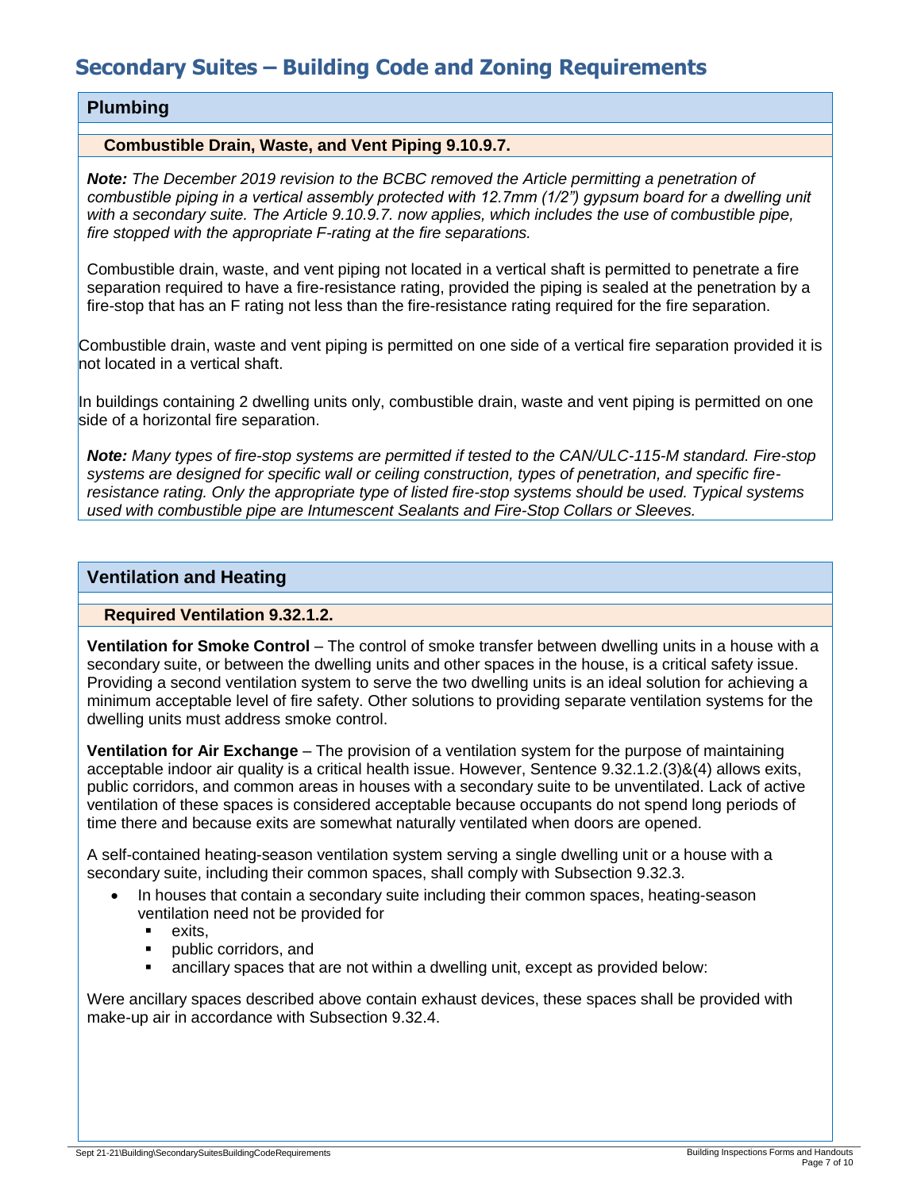# Secondary Suites – Building Code and Zoning Requirements

## Plumbing

### Combustible Drain, Waste, and Vent Piping 9.10.9.7.

***Note:** The December 2019 revision to the BCBC removed the Article permitting a penetration of combustible piping in a vertical assembly protected with 12.7mm (1/2") gypsum board for a dwelling unit with a secondary suite. The Article 9.10.9.7. now applies, which includes the use of combustible pipe, fire stopped with the appropriate F-rating at the fire separations.*

Combustible drain, waste, and vent piping not located in a vertical shaft is permitted to penetrate a fire separation required to have a fire-resistance rating, provided the piping is sealed at the penetration by a fire-stop that has an F rating not less than the fire-resistance rating required for the fire separation.

Combustible drain, waste and vent piping is permitted on one side of a vertical fire separation provided it is not located in a vertical shaft.

In buildings containing 2 dwelling units only, combustible drain, waste and vent piping is permitted on one side of a horizontal fire separation.

***Note:** Many types of fire-stop systems are permitted if tested to the CAN/ULC-115-M standard. Fire-stop systems are designed for specific wall or ceiling construction, types of penetration, and specific fire-resistance rating. Only the appropriate type of listed fire-stop systems should be used. Typical systems used with combustible pipe are Intumescent Sealants and Fire-Stop Collars or Sleeves.*

## Ventilation and Heating

### Required Ventilation 9.32.1.2.

**Ventilation for Smoke Control** – The control of smoke transfer between dwelling units in a house with a secondary suite, or between the dwelling units and other spaces in the house, is a critical safety issue. Providing a second ventilation system to serve the two dwelling units is an ideal solution for achieving a minimum acceptable level of fire safety. Other solutions to providing separate ventilation systems for the dwelling units must address smoke control.

**Ventilation for Air Exchange** – The provision of a ventilation system for the purpose of maintaining acceptable indoor air quality is a critical health issue. However, Sentence 9.32.1.2.(3)&(4) allows exits, public corridors, and common areas in houses with a secondary suite to be unventilated. Lack of active ventilation of these spaces is considered acceptable because occupants do not spend long periods of time there and because exits are somewhat naturally ventilated when doors are opened.

A self-contained heating-season ventilation system serving a single dwelling unit or a house with a secondary suite, including their common spaces, shall comply with Subsection 9.32.3.

- In houses that contain a secondary suite including their common spaces, heating-season ventilation need not be provided for
  - exits,
  - public corridors, and
  - ancillary spaces that are not within a dwelling unit, except as provided below:

Were ancillary spaces described above contain exhaust devices, these spaces shall be provided with make-up air in accordance with Subsection 9.32.4.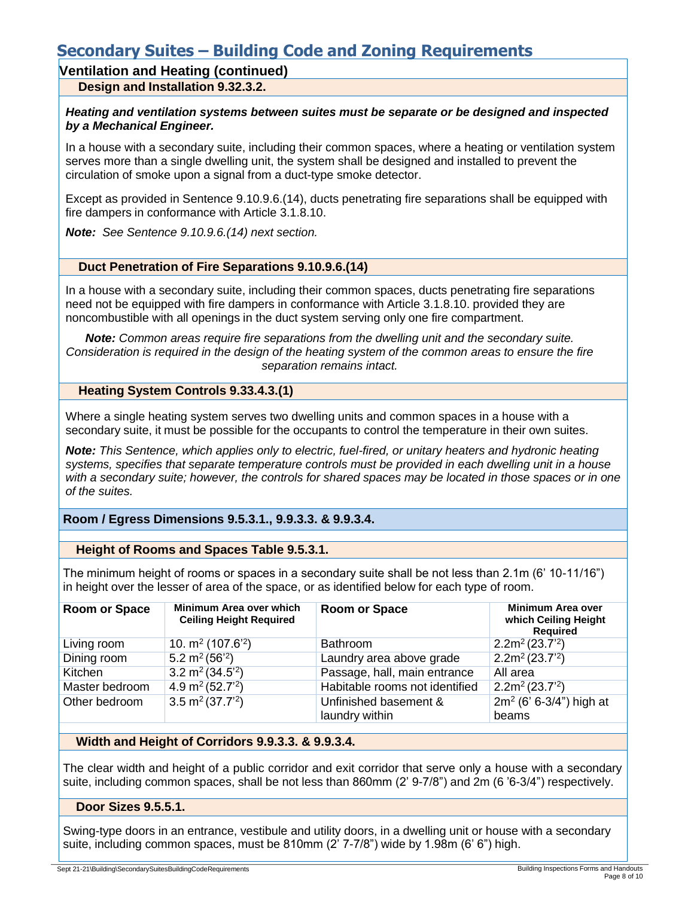# Secondary Suites – Building Code and Zoning Requirements

## Ventilation and Heating (continued)

### Design and Installation 9.32.3.2.

***Heating and ventilation systems between suites must be separate or be designed and inspected by a Mechanical Engineer.***

In a house with a secondary suite, including their common spaces, where a heating or ventilation system serves more than a single dwelling unit, the system shall be designed and installed to prevent the circulation of smoke upon a signal from a duct-type smoke detector.

Except as provided in Sentence 9.10.9.6.(14), ducts penetrating fire separations shall be equipped with fire dampers in conformance with Article 3.1.8.10.

***Note:*** *See Sentence 9.10.9.6.(14) next section.*

### Duct Penetration of Fire Separations 9.10.9.6.(14)

In a house with a secondary suite, including their common spaces, ducts penetrating fire separations need not be equipped with fire dampers in conformance with Article 3.1.8.10. provided they are noncombustible with all openings in the duct system serving only one fire compartment.

***Note:*** *Common areas require fire separations from the dwelling unit and the secondary suite. Consideration is required in the design of the heating system of the common areas to ensure the fire separation remains intact.*

### Heating System Controls 9.33.4.3.(1)

Where a single heating system serves two dwelling units and common spaces in a house with a secondary suite, it must be possible for the occupants to control the temperature in their own suites.

***Note:*** *This Sentence, which applies only to electric, fuel-fired, or unitary heaters and hydronic heating systems, specifies that separate temperature controls must be provided in each dwelling unit in a house with a secondary suite; however, the controls for shared spaces may be located in those spaces or in one of the suites.*

## Room / Egress Dimensions 9.5.3.1., 9.9.3.3. & 9.9.3.4.

### Height of Rooms and Spaces Table 9.5.3.1.

The minimum height of rooms or spaces in a secondary suite shall be not less than 2.1m (6' 10-11/16") in height over the lesser of area of the space, or as identified below for each type of room.

| Room or Space | Minimum Area over which Ceiling Height Required | Room or Space | Minimum Area over which Ceiling Height Required |
|---|---|---|---|
| Living room | 10. $m^2$ (107.6'$^2$) | Bathroom | 2.2$m^2$ (23.7'$^2$) |
| Dining room | 5.2 $m^2$ (56'$^2$) | Laundry area above grade | 2.2$m^2$ (23.7'$^2$) |
| Kitchen | 3.2 $m^2$ (34.5'$^2$) | Passage, hall, main entrance | All area |
| Master bedroom | 4.9 $m^2$ (52.7'$^2$) | Habitable rooms not identified | 2.2$m^2$ (23.7'$^2$) |
| Other bedroom | 3.5 $m^2$ (37.7'$^2$) | Unfinished basement & laundry within | 2$m^2$ (6' 6-3/4") high at beams |

### Width and Height of Corridors 9.9.3.3. & 9.9.3.4.

The clear width and height of a public corridor and exit corridor that serve only a house with a secondary suite, including common spaces, shall be not less than 860mm (2' 9-7/8") and 2m (6 '6-3/4") respectively.

### Door Sizes 9.5.5.1.

Swing-type doors in an entrance, vestibule and utility doors, in a dwelling unit or house with a secondary suite, including common spaces, must be 810mm (2' 7-7/8") wide by 1.98m (6' 6") high.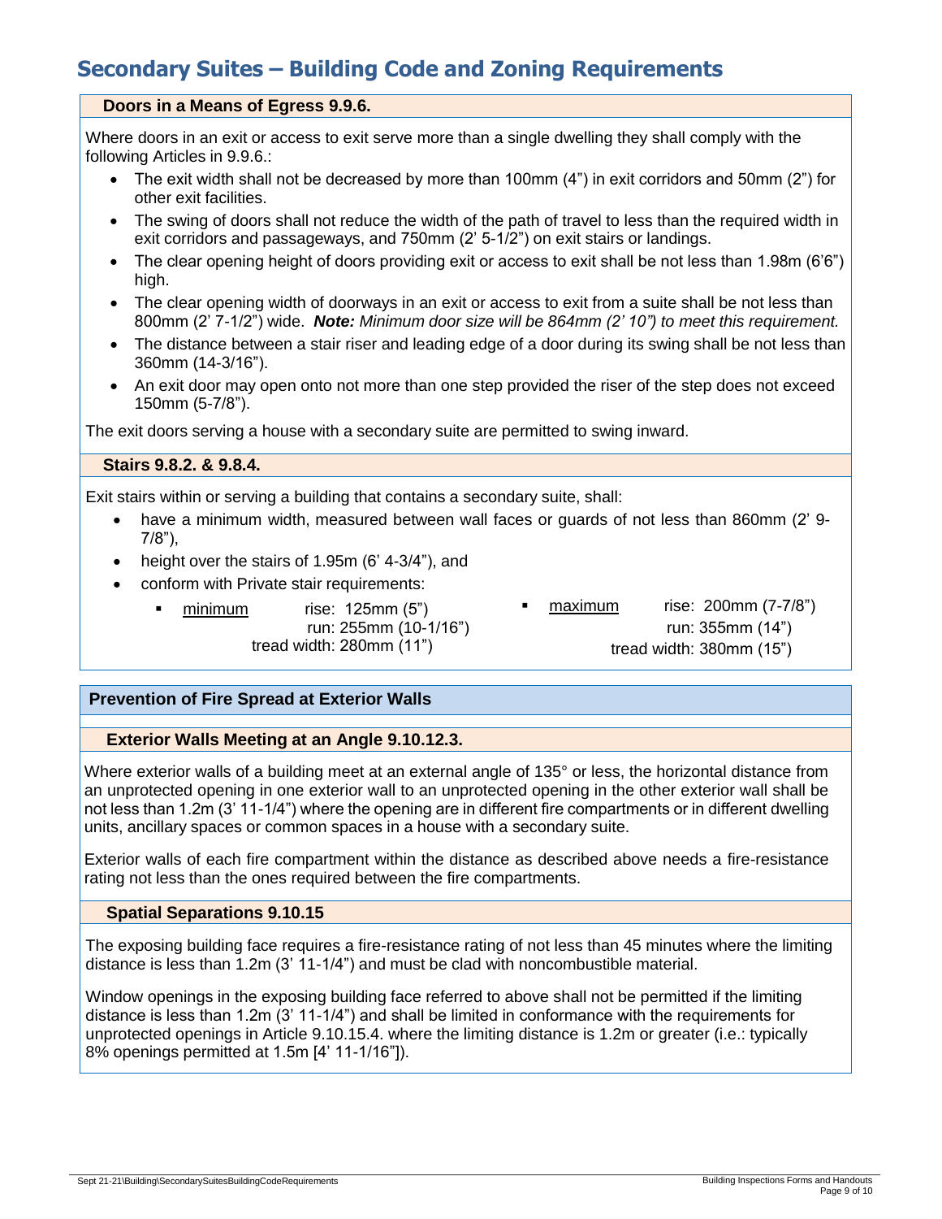# Secondary Suites – Building Code and Zoning Requirements

## Doors in a Means of Egress 9.9.6.

Where doors in an exit or access to exit serve more than a single dwelling they shall comply with the following Articles in 9.9.6.:

- The exit width shall not be decreased by more than 100mm (4") in exit corridors and 50mm (2") for other exit facilities.
- The swing of doors shall not reduce the width of the path of travel to less than the required width in exit corridors and passageways, and 750mm (2' 5-1/2") on exit stairs or landings.
- The clear opening height of doors providing exit or access to exit shall be not less than 1.98m (6'6") high.
- The clear opening width of doorways in an exit or access to exit from a suite shall be not less than 800mm (2' 7-1/2") wide. ***Note:*** *Minimum door size will be 864mm (2' 10") to meet this requirement.*
- The distance between a stair riser and leading edge of a door during its swing shall be not less than 360mm (14-3/16").
- An exit door may open onto not more than one step provided the riser of the step does not exceed 150mm (5-7/8").

The exit doors serving a house with a secondary suite are permitted to swing inward.

## Stairs 9.8.2. & 9.8.4.

Exit stairs within or serving a building that contains a secondary suite, shall:

- have a minimum width, measured between wall faces or guards of not less than 860mm (2' 9-7/8"),
- height over the stairs of 1.95m (6' 4-3/4"), and
- conform with Private stair requirements:
  - minimum rise: 125mm (5"), run: 255mm (10-1/16"), tread width: 280mm (11")
  - maximum rise: 200mm (7-7/8"), run: 355mm (14"), tread width: 380mm (15")

## Prevention of Fire Spread at Exterior Walls

### Exterior Walls Meeting at an Angle 9.10.12.3.

Where exterior walls of a building meet at an external angle of 135° or less, the horizontal distance from an unprotected opening in one exterior wall to an unprotected opening in the other exterior wall shall be not less than 1.2m (3' 11-1/4") where the opening are in different fire compartments or in different dwelling units, ancillary spaces or common spaces in a house with a secondary suite.

Exterior walls of each fire compartment within the distance as described above needs a fire-resistance rating not less than the ones required between the fire compartments.

### Spatial Separations 9.10.15

The exposing building face requires a fire-resistance rating of not less than 45 minutes where the limiting distance is less than 1.2m (3' 11-1/4") and must be clad with noncombustible material.

Window openings in the exposing building face referred to above shall not be permitted if the limiting distance is less than 1.2m (3' 11-1/4") and shall be limited in conformance with the requirements for unprotected openings in Article 9.10.15.4. where the limiting distance is 1.2m or greater (i.e.: typically 8% openings permitted at 1.5m [4' 11-1/16"]).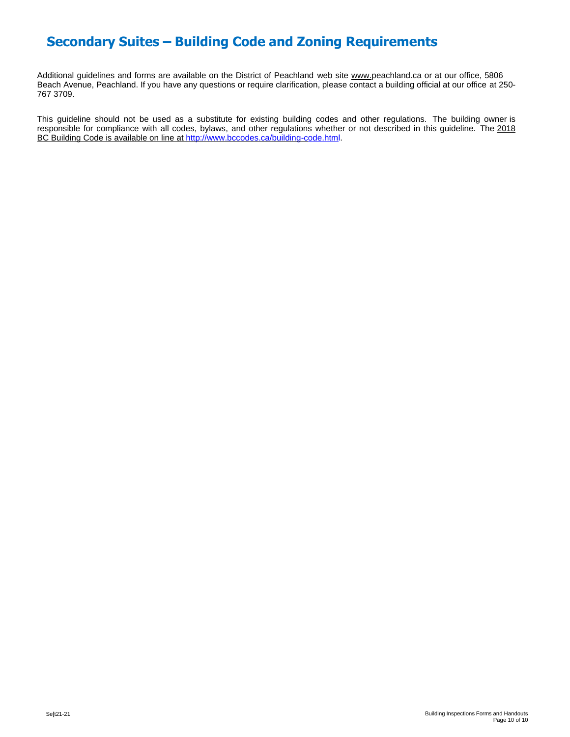# Secondary Suites – Building Code and Zoning Requirements

Additional guidelines and forms are available on the District of Peachland web site www.peachland.ca or at our office, 5806 Beach Avenue, Peachland. If you have any questions or require clarification, please contact a building official at our office at 250-767 3709.

This guideline should not be used as a substitute for existing building codes and other regulations. The building owner is responsible for compliance with all codes, bylaws, and other regulations whether or not described in this guideline. The 2018 BC Building Code is available on line at http://www.bccodes.ca/building-code.html.